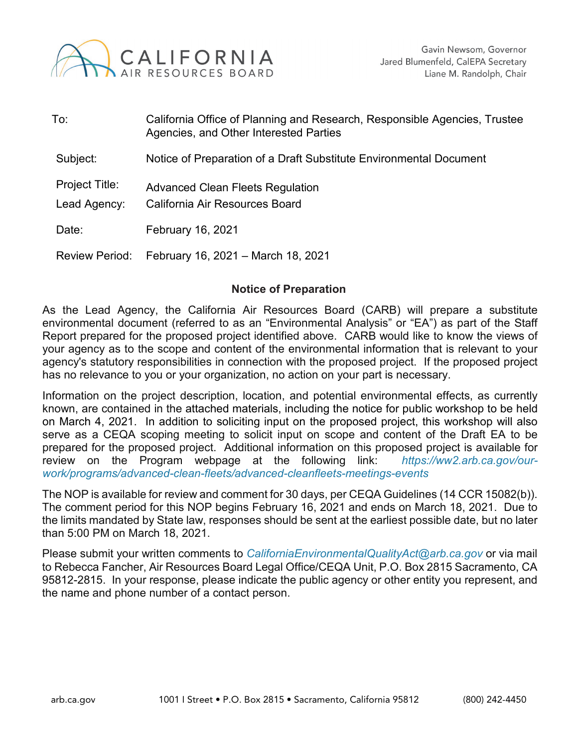CALIFORNIA
AIR RESOURCES BOARD

Gavin Newsom, Governor
Jared Blumenfeld, CalEPA Secretary
Liane M. Randolph, Chair

| | |
|---|---|
| To: | California Office of Planning and Research, Responsible Agencies, Trustee Agencies, and Other Interested Parties |
| Subject: | Notice of Preparation of a Draft Substitute Environmental Document |
| Project Title: | Advanced Clean Fleets Regulation |
| Lead Agency: | California Air Resources Board |
| Date: | February 16, 2021 |
| Review Period: | February 16, 2021 – March 18, 2021 |

## Notice of Preparation

As the Lead Agency, the California Air Resources Board (CARB) will prepare a substitute environmental document (referred to as an "Environmental Analysis" or "EA") as part of the Staff Report prepared for the proposed project identified above. CARB would like to know the views of your agency as to the scope and content of the environmental information that is relevant to your agency's statutory responsibilities in connection with the proposed project. If the proposed project has no relevance to you or your organization, no action on your part is necessary.

Information on the project description, location, and potential environmental effects, as currently known, are contained in the attached materials, including the notice for public workshop to be held on March 4, 2021. In addition to soliciting input on the proposed project, this workshop will also serve as a CEQA scoping meeting to solicit input on scope and content of the Draft EA to be prepared for the proposed project. Additional information on this proposed project is available for review on the Program webpage at the following link: *https://ww2.arb.ca.gov/our-work/programs/advanced-clean-fleets/advanced-cleanfleets-meetings-events*

The NOP is available for review and comment for 30 days, per CEQA Guidelines (14 CCR 15082(b)). The comment period for this NOP begins February 16, 2021 and ends on March 18, 2021. Due to the limits mandated by State law, responses should be sent at the earliest possible date, but no later than 5:00 PM on March 18, 2021.

Please submit your written comments to *CaliforniaEnvironmentalQualityAct@arb.ca.gov* or via mail to Rebecca Fancher, Air Resources Board Legal Office/CEQA Unit, P.O. Box 2815 Sacramento, CA 95812-2815. In your response, please indicate the public agency or other entity you represent, and the name and phone number of a contact person.

arb.ca.gov 1001 I Street • P.O. Box 2815 • Sacramento, California 95812 (800) 242-4450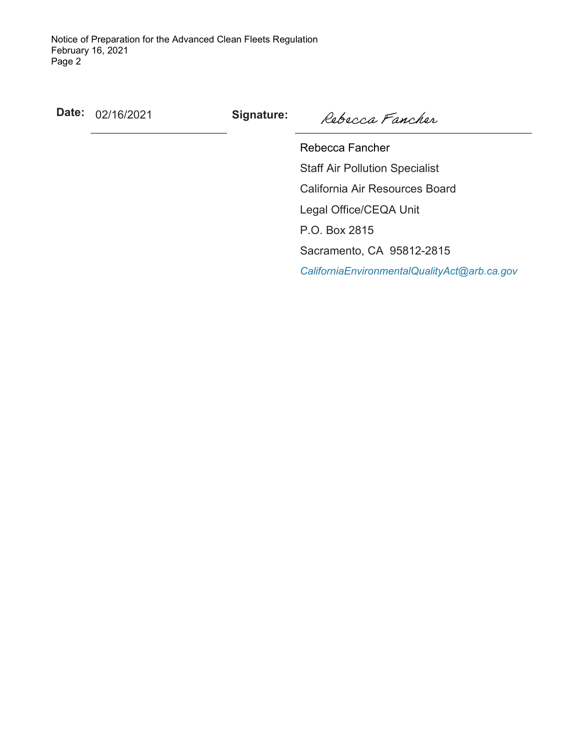**Date:** 02/16/2021 **Signature:** *Rebecca Fancher*

Rebecca Fancher

Staff Air Pollution Specialist

California Air Resources Board

Legal Office/CEQA Unit

P.O. Box 2815

Sacramento, CA 95812-2815

*CaliforniaEnvironmentalQualityAct@arb.ca.gov*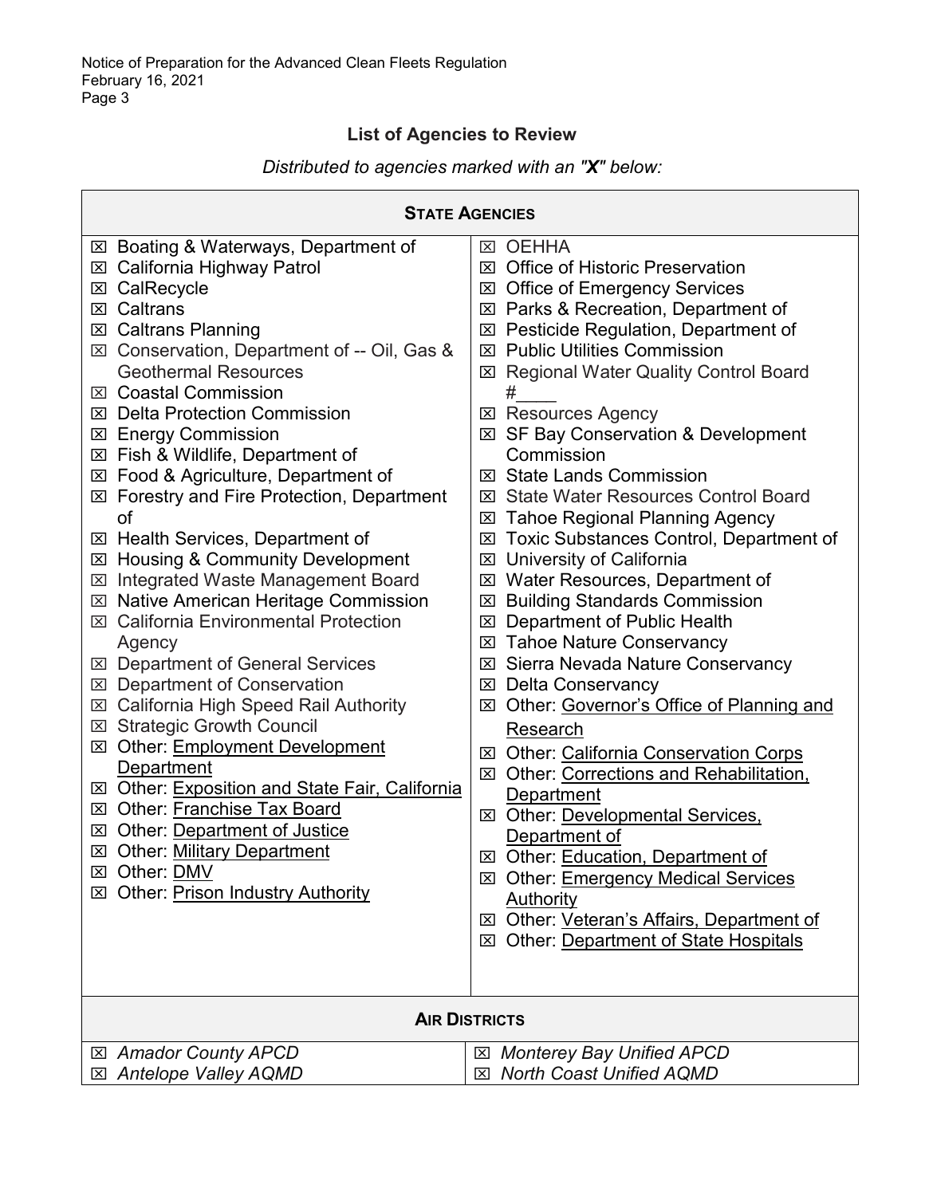## List of Agencies to Review

*Distributed to agencies marked with an "**X**" below:*

| **STATE AGENCIES** | |
|---|---|
| ☒ Boating & Waterways, Department of | ☒ OEHHA |
| ☒ California Highway Patrol | ☒ Office of Historic Preservation |
| ☒ CalRecycle | ☒ Office of Emergency Services |
| ☒ Caltrans | ☒ Parks & Recreation, Department of |
| ☒ Caltrans Planning | ☒ Pesticide Regulation, Department of |
| ☒ Conservation, Department of -- Oil, Gas & Geothermal Resources | ☒ Public Utilities Commission |
| ☒ Coastal Commission | ☒ Regional Water Quality Control Board #____ |
| ☒ Delta Protection Commission | ☒ Resources Agency |
| ☒ Energy Commission | ☒ SF Bay Conservation & Development Commission |
| ☒ Fish & Wildlife, Department of | ☒ State Lands Commission |
| ☒ Food & Agriculture, Department of | ☒ State Water Resources Control Board |
| ☒ Forestry and Fire Protection, Department of | ☒ Tahoe Regional Planning Agency |
| ☒ Health Services, Department of | ☒ Toxic Substances Control, Department of |
| ☒ Housing & Community Development | ☒ University of California |
| ☒ Integrated Waste Management Board | ☒ Water Resources, Department of |
| ☒ Native American Heritage Commission | ☒ Building Standards Commission |
| ☒ California Environmental Protection Agency | ☒ Department of Public Health |
| ☒ Department of General Services | ☒ Tahoe Nature Conservancy |
| ☒ Department of Conservation | ☒ Sierra Nevada Nature Conservancy |
| ☒ California High Speed Rail Authority | ☒ Delta Conservancy |
| ☒ Strategic Growth Council | ☒ Other: Governor's Office of Planning and Research |
| ☒ Other: Employment Development Department | ☒ Other: California Conservation Corps |
| ☒ Other: Exposition and State Fair, California | ☒ Other: Corrections and Rehabilitation, Department |
| ☒ Other: Franchise Tax Board | ☒ Other: Developmental Services, Department of |
| ☒ Other: Department of Justice | ☒ Other: Education, Department of |
| ☒ Other: Military Department | ☒ Other: Emergency Medical Services Authority |
| ☒ Other: DMV | ☒ Other: Veteran's Affairs, Department of |
| ☒ Other: Prison Industry Authority | ☒ Other: Department of State Hospitals |

| **AIR DISTRICTS** | |
|---|---|
| ☒ *Amador County APCD* | ☒ *Monterey Bay Unified APCD* |
| ☒ *Antelope Valley AQMD* | ☒ *North Coast Unified AQMD* |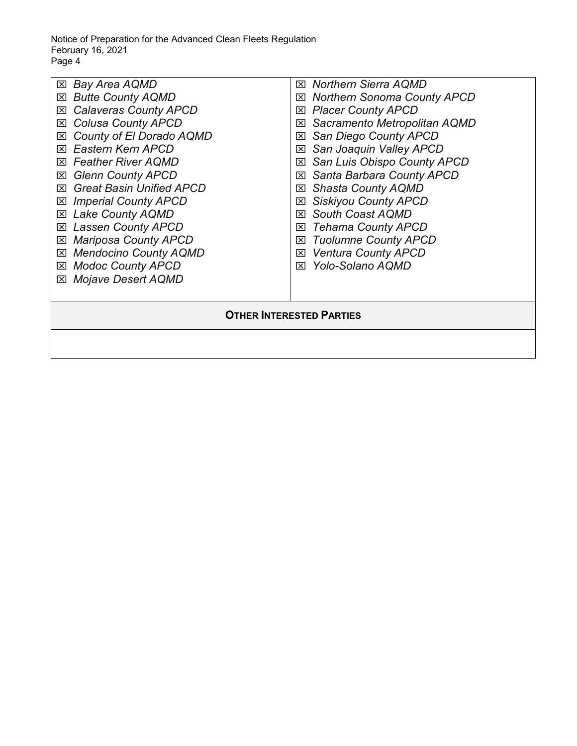| | |
|---|---|
| ☒ *Bay Area AQMD*<br>☒ *Butte County AQMD*<br>☒ *Calaveras County APCD*<br>☒ *Colusa County APCD*<br>☒ *County of El Dorado AQMD*<br>☒ *Eastern Kern APCD*<br>☒ *Feather River AQMD*<br>☒ *Glenn County APCD*<br>☒ *Great Basin Unified APCD*<br>☒ *Imperial County APCD*<br>☒ *Lake County AQMD*<br>☒ *Lassen County APCD*<br>☒ *Mariposa County APCD*<br>☒ *Mendocino County AQMD*<br>☒ *Modoc County APCD*<br>☒ *Mojave Desert AQMD* | ☒ *Northern Sierra AQMD*<br>☒ *Northern Sonoma County APCD*<br>☒ *Placer County APCD*<br>☒ *Sacramento Metropolitan AQMD*<br>☒ *San Diego County APCD*<br>☒ *San Joaquin Valley APCD*<br>☒ *San Luis Obispo County APCD*<br>☒ *Santa Barbara County APCD*<br>☒ *Shasta County AQMD*<br>☒ *Siskiyou County APCD*<br>☒ *South Coast AQMD*<br>☒ *Tehama County APCD*<br>☒ *Tuolumne County APCD*<br>☒ *Ventura County APCD*<br>☒ *Yolo-Solano AQMD* |
| **OTHER INTERESTED PARTIES** | |
| | |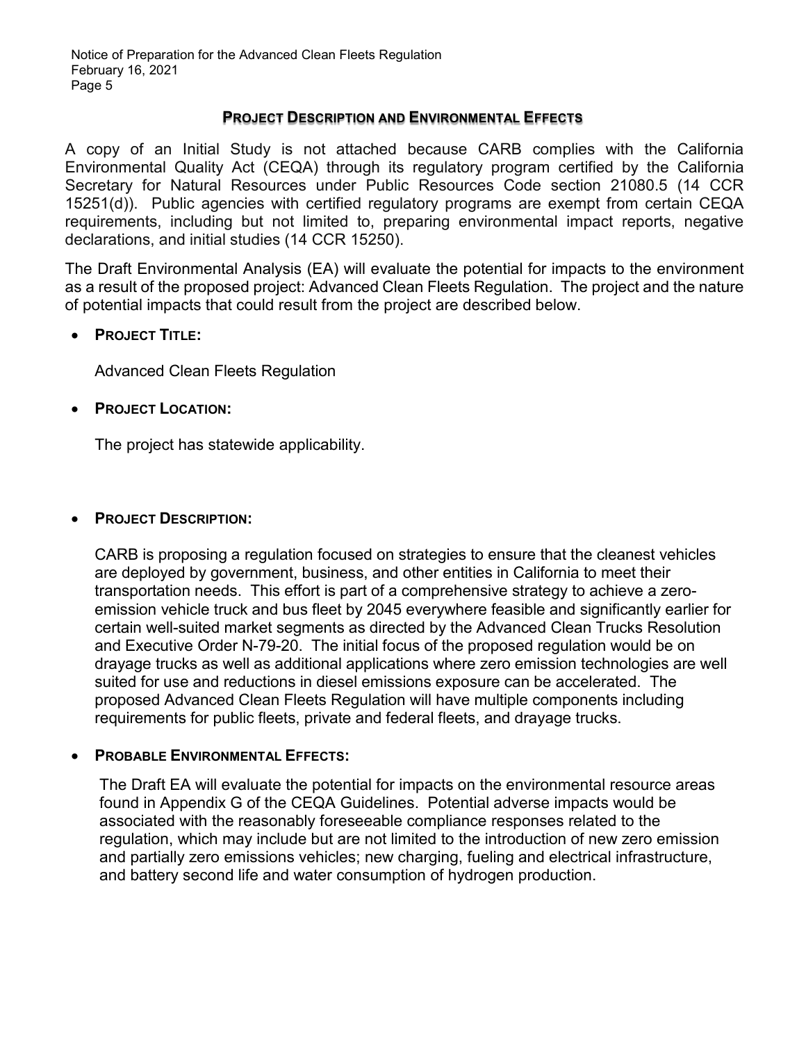## Project Description and Environmental Effects

A copy of an Initial Study is not attached because CARB complies with the California Environmental Quality Act (CEQA) through its regulatory program certified by the California Secretary for Natural Resources under Public Resources Code section 21080.5 (14 CCR 15251(d)). Public agencies with certified regulatory programs are exempt from certain CEQA requirements, including but not limited to, preparing environmental impact reports, negative declarations, and initial studies (14 CCR 15250).

The Draft Environmental Analysis (EA) will evaluate the potential for impacts to the environment as a result of the proposed project: Advanced Clean Fleets Regulation. The project and the nature of potential impacts that could result from the project are described below.

- **Project Title:**

  Advanced Clean Fleets Regulation

- **Project Location:**

  The project has statewide applicability.

- **Project Description:**

  CARB is proposing a regulation focused on strategies to ensure that the cleanest vehicles are deployed by government, business, and other entities in California to meet their transportation needs. This effort is part of a comprehensive strategy to achieve a zero-emission vehicle truck and bus fleet by 2045 everywhere feasible and significantly earlier for certain well-suited market segments as directed by the Advanced Clean Trucks Resolution and Executive Order N-79-20. The initial focus of the proposed regulation would be on drayage trucks as well as additional applications where zero emission technologies are well suited for use and reductions in diesel emissions exposure can be accelerated. The proposed Advanced Clean Fleets Regulation will have multiple components including requirements for public fleets, private and federal fleets, and drayage trucks.

- **Probable Environmental Effects:**

  The Draft EA will evaluate the potential for impacts on the environmental resource areas found in Appendix G of the CEQA Guidelines. Potential adverse impacts would be associated with the reasonably foreseeable compliance responses related to the regulation, which may include but are not limited to the introduction of new zero emission and partially zero emissions vehicles; new charging, fueling and electrical infrastructure, and battery second life and water consumption of hydrogen production.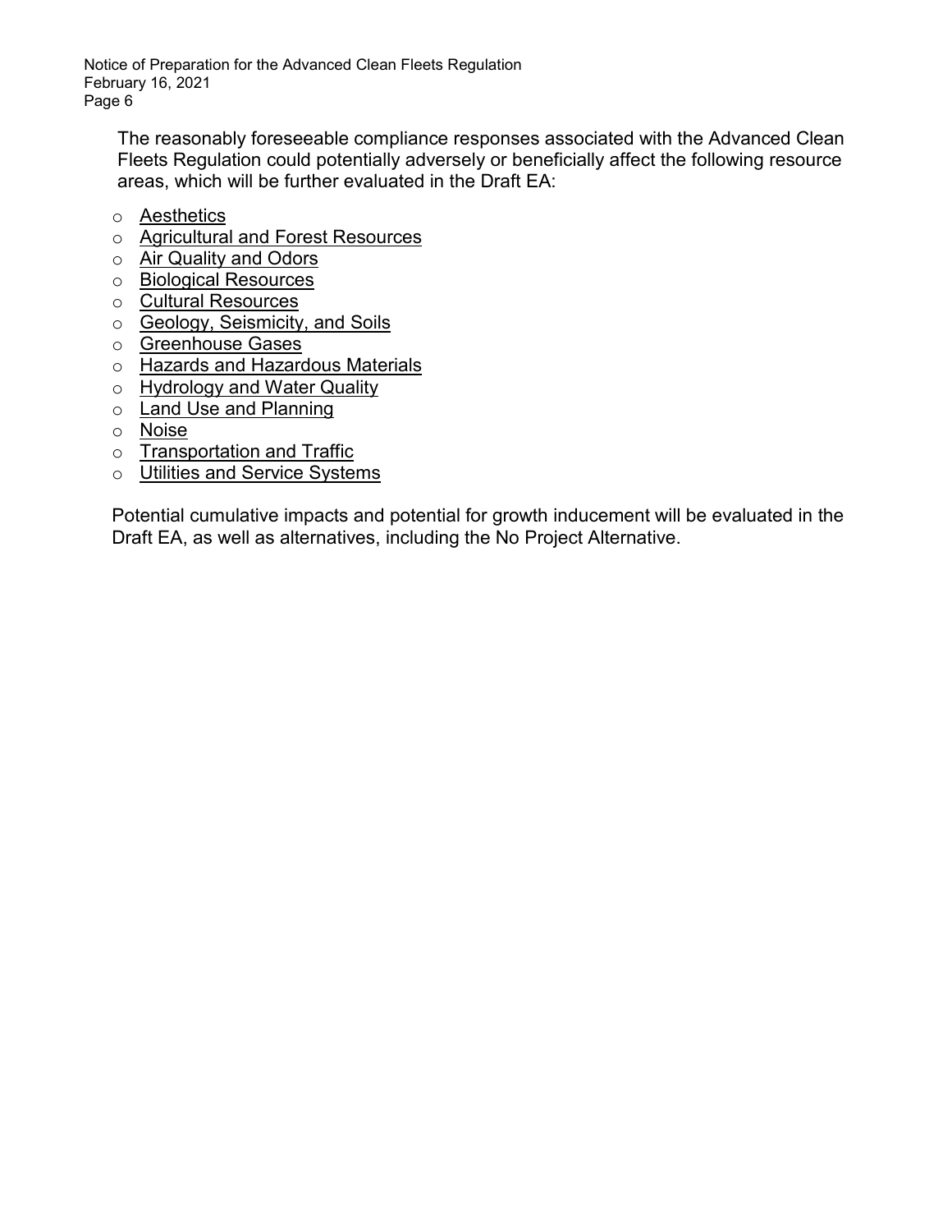The reasonably foreseeable compliance responses associated with the Advanced Clean Fleets Regulation could potentially adversely or beneficially affect the following resource areas, which will be further evaluated in the Draft EA:

- Aesthetics
- Agricultural and Forest Resources
- Air Quality and Odors
- Biological Resources
- Cultural Resources
- Geology, Seismicity, and Soils
- Greenhouse Gases
- Hazards and Hazardous Materials
- Hydrology and Water Quality
- Land Use and Planning
- Noise
- Transportation and Traffic
- Utilities and Service Systems

Potential cumulative impacts and potential for growth inducement will be evaluated in the Draft EA, as well as alternatives, including the No Project Alternative.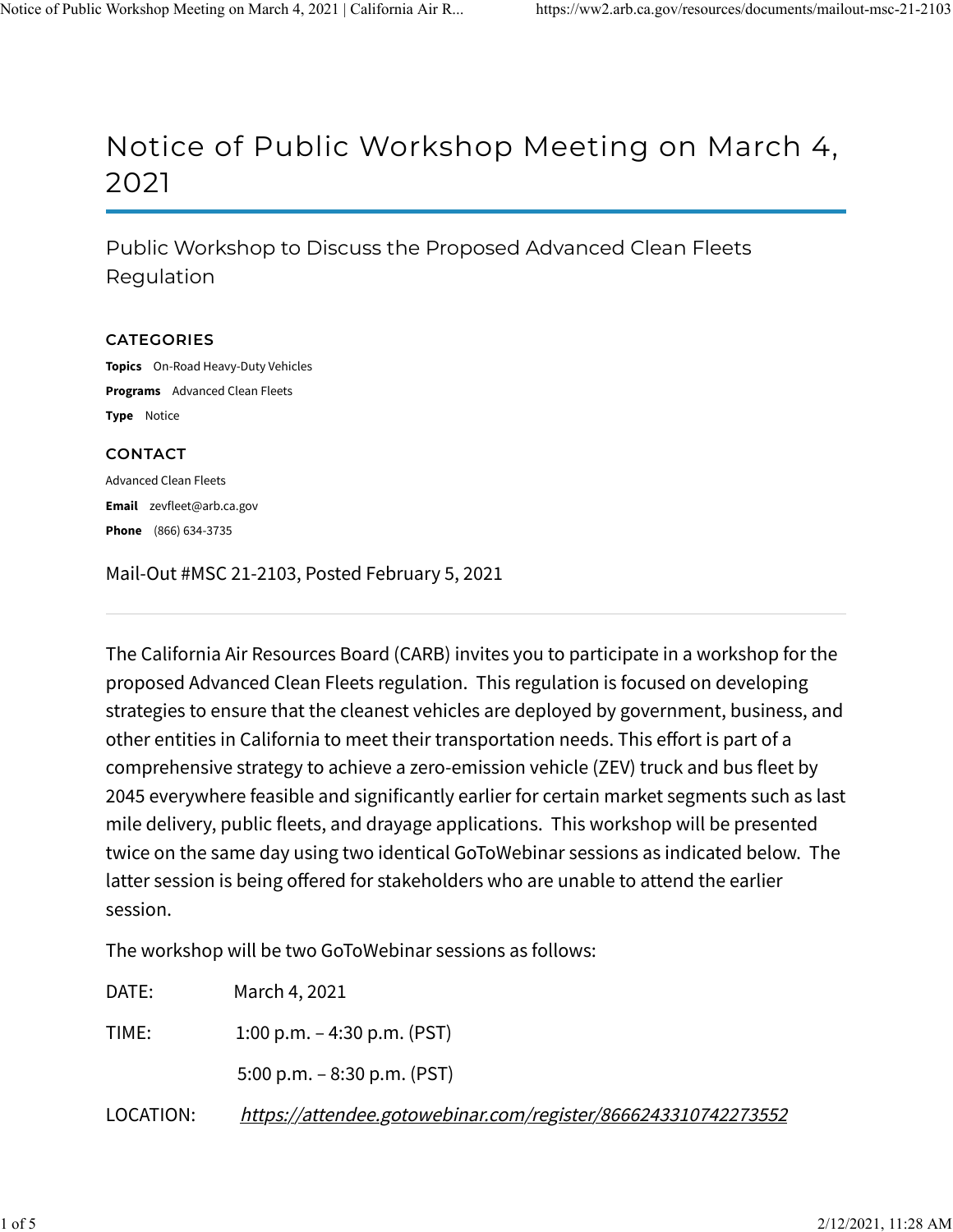# Notice of Public Workshop Meeting on March 4, 2021

## Public Workshop to Discuss the Proposed Advanced Clean Fleets Regulation

### CATEGORIES

**Topics** On-Road Heavy-Duty Vehicles

**Programs** Advanced Clean Fleets

**Type** Notice

### CONTACT

Advanced Clean Fleets

**Email** zevfleet@arb.ca.gov

**Phone** (866) 634-3735

Mail-Out #MSC 21-2103, Posted February 5, 2021

---

The California Air Resources Board (CARB) invites you to participate in a workshop for the proposed Advanced Clean Fleets regulation. This regulation is focused on developing strategies to ensure that the cleanest vehicles are deployed by government, business, and other entities in California to meet their transportation needs. This effort is part of a comprehensive strategy to achieve a zero-emission vehicle (ZEV) truck and bus fleet by 2045 everywhere feasible and significantly earlier for certain market segments such as last mile delivery, public fleets, and drayage applications. This workshop will be presented twice on the same day using two identical GoToWebinar sessions as indicated below. The latter session is being offered for stakeholders who are unable to attend the earlier session.

The workshop will be two GoToWebinar sessions as follows:

DATE: March 4, 2021

TIME: 1:00 p.m. – 4:30 p.m. (PST)

5:00 p.m. – 8:30 p.m. (PST)

LOCATION: *https://attendee.gotowebinar.com/register/8666243310742273552*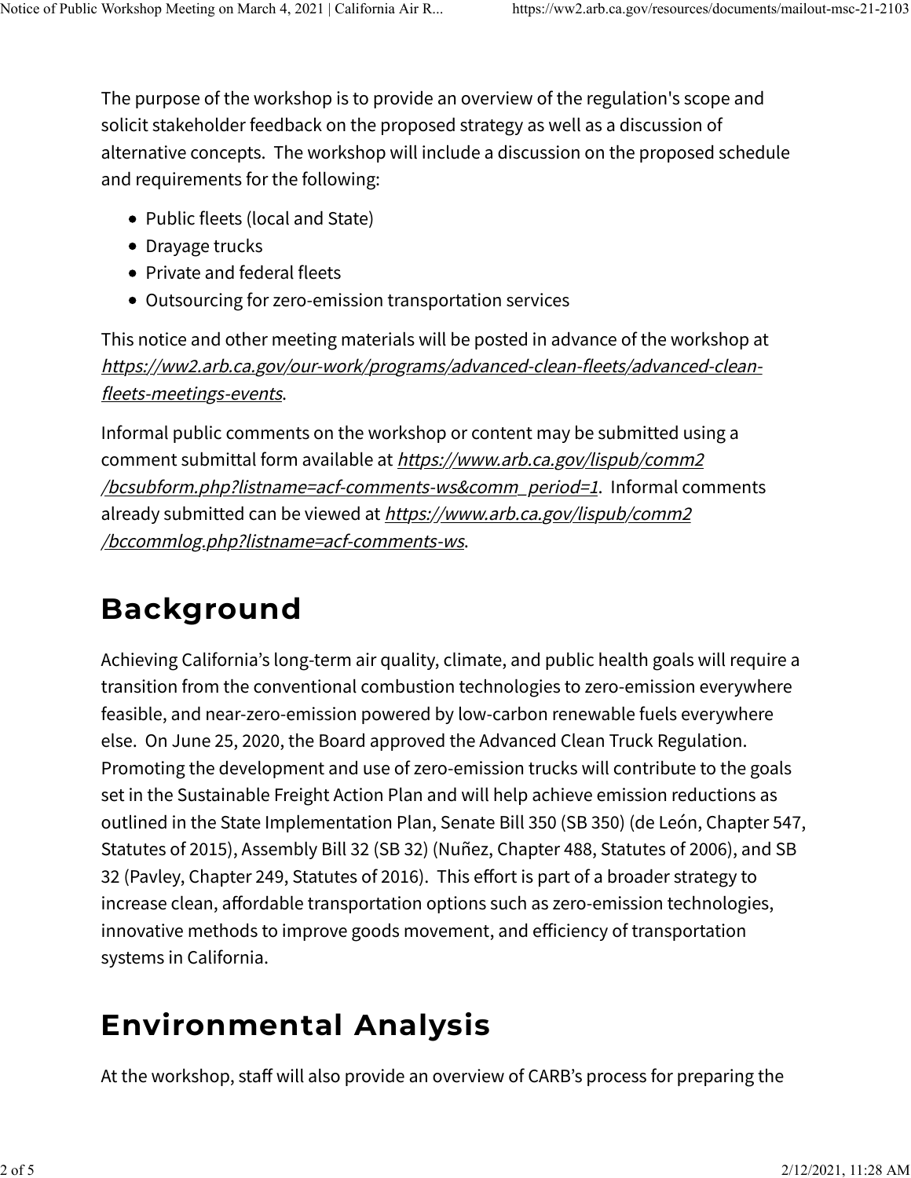The purpose of the workshop is to provide an overview of the regulation's scope and solicit stakeholder feedback on the proposed strategy as well as a discussion of alternative concepts. The workshop will include a discussion on the proposed schedule and requirements for the following:

- Public fleets (local and State)
- Drayage trucks
- Private and federal fleets
- Outsourcing for zero-emission transportation services

This notice and other meeting materials will be posted in advance of the workshop at *https://ww2.arb.ca.gov/our-work/programs/advanced-clean-fleets/advanced-clean-fleets-meetings-events*.

Informal public comments on the workshop or content may be submitted using a comment submittal form available at *https://www.arb.ca.gov/lispub/comm2/bcsubform.php?listname=acf-comments-ws&comm_period=1*. Informal comments already submitted can be viewed at *https://www.arb.ca.gov/lispub/comm2/bccommlog.php?listname=acf-comments-ws*.

## Background

Achieving California's long-term air quality, climate, and public health goals will require a transition from the conventional combustion technologies to zero-emission everywhere feasible, and near-zero-emission powered by low-carbon renewable fuels everywhere else. On June 25, 2020, the Board approved the Advanced Clean Truck Regulation. Promoting the development and use of zero-emission trucks will contribute to the goals set in the Sustainable Freight Action Plan and will help achieve emission reductions as outlined in the State Implementation Plan, Senate Bill 350 (SB 350) (de León, Chapter 547, Statutes of 2015), Assembly Bill 32 (SB 32) (Nuñez, Chapter 488, Statutes of 2006), and SB 32 (Pavley, Chapter 249, Statutes of 2016). This effort is part of a broader strategy to increase clean, affordable transportation options such as zero-emission technologies, innovative methods to improve goods movement, and efficiency of transportation systems in California.

## Environmental Analysis

At the workshop, staff will also provide an overview of CARB's process for preparing the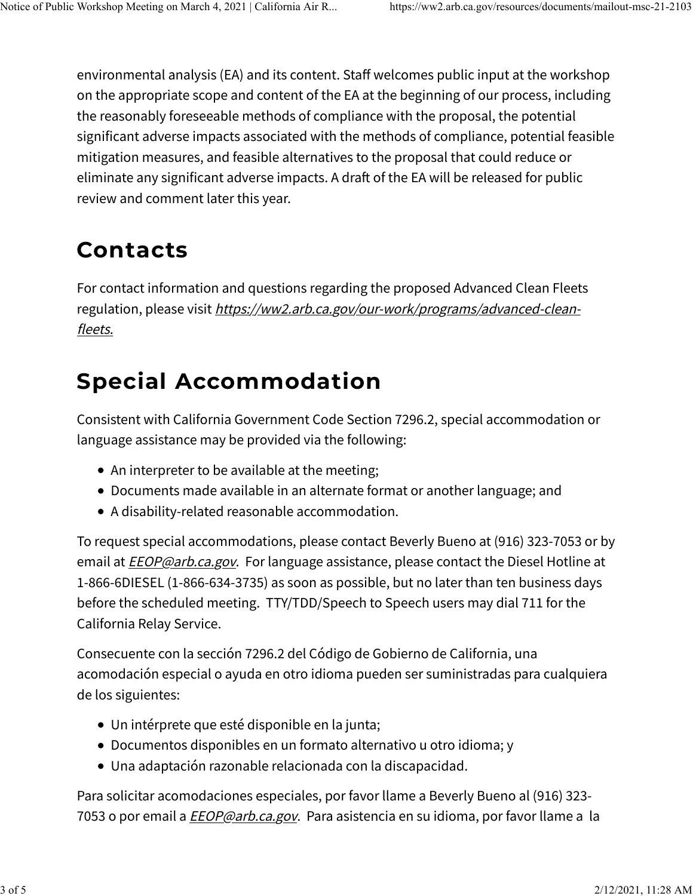environmental analysis (EA) and its content. Staff welcomes public input at the workshop on the appropriate scope and content of the EA at the beginning of our process, including the reasonably foreseeable methods of compliance with the proposal, the potential significant adverse impacts associated with the methods of compliance, potential feasible mitigation measures, and feasible alternatives to the proposal that could reduce or eliminate any significant adverse impacts. A draft of the EA will be released for public review and comment later this year.

## Contacts

For contact information and questions regarding the proposed Advanced Clean Fleets regulation, please visit *https://ww2.arb.ca.gov/our-work/programs/advanced-clean-fleets.*

## Special Accommodation

Consistent with California Government Code Section 7296.2, special accommodation or language assistance may be provided via the following:

- An interpreter to be available at the meeting;
- Documents made available in an alternate format or another language; and
- A disability-related reasonable accommodation.

To request special accommodations, please contact Beverly Bueno at (916) 323-7053 or by email at *EEOP@arb.ca.gov*. For language assistance, please contact the Diesel Hotline at 1-866-6DIESEL (1-866-634-3735) as soon as possible, but no later than ten business days before the scheduled meeting. TTY/TDD/Speech to Speech users may dial 711 for the California Relay Service.

Consecuente con la sección 7296.2 del Código de Gobierno de California, una acomodación especial o ayuda en otro idioma pueden ser suministradas para cualquiera de los siguientes:

- Un intérprete que esté disponible en la junta;
- Documentos disponibles en un formato alternativo u otro idioma; y
- Una adaptación razonable relacionada con la discapacidad.

Para solicitar acomodaciones especiales, por favor llame a Beverly Bueno al (916) 323-7053 o por email a *EEOP@arb.ca.gov*. Para asistencia en su idioma, por favor llame a la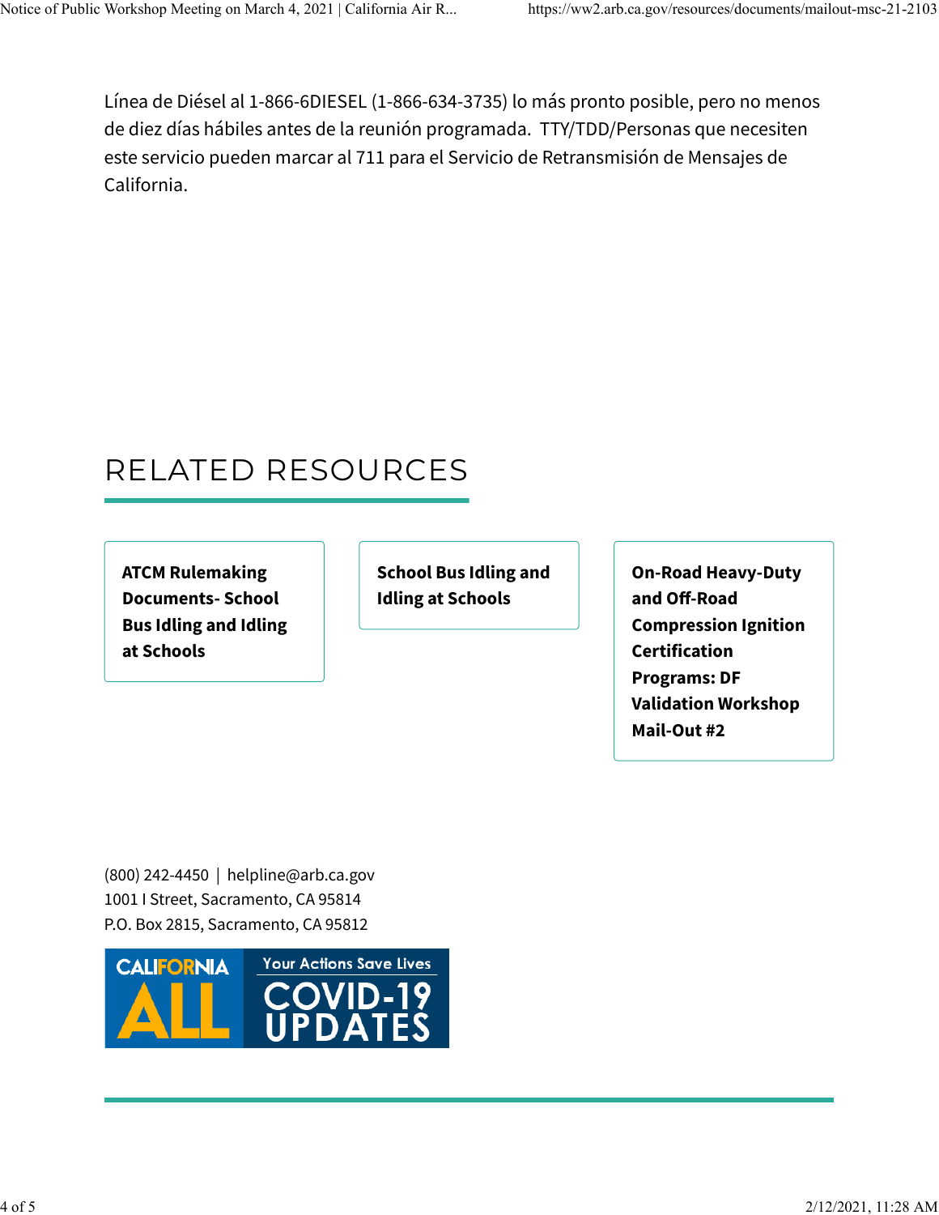Línea de Diésel al 1-866-6DIESEL (1-866-634-3735) lo más pronto posible, pero no menos de diez días hábiles antes de la reunión programada. TTY/TDD/Personas que necesiten este servicio pueden marcar al 711 para el Servicio de Retransmisión de Mensajes de California.

## RELATED RESOURCES

**ATCM Rulemaking Documents- School Bus Idling and Idling at Schools**

**School Bus Idling and Idling at Schools**

**On-Road Heavy-Duty and Off-Road Compression Ignition Certification Programs: DF Validation Workshop Mail-Out #2**

(800) 242-4450 | helpline@arb.ca.gov
1001 I Street, Sacramento, CA 95814
P.O. Box 2815, Sacramento, CA 95812

CALIFORNIA ALL — Your Actions Save Lives — COVID-19 UPDATES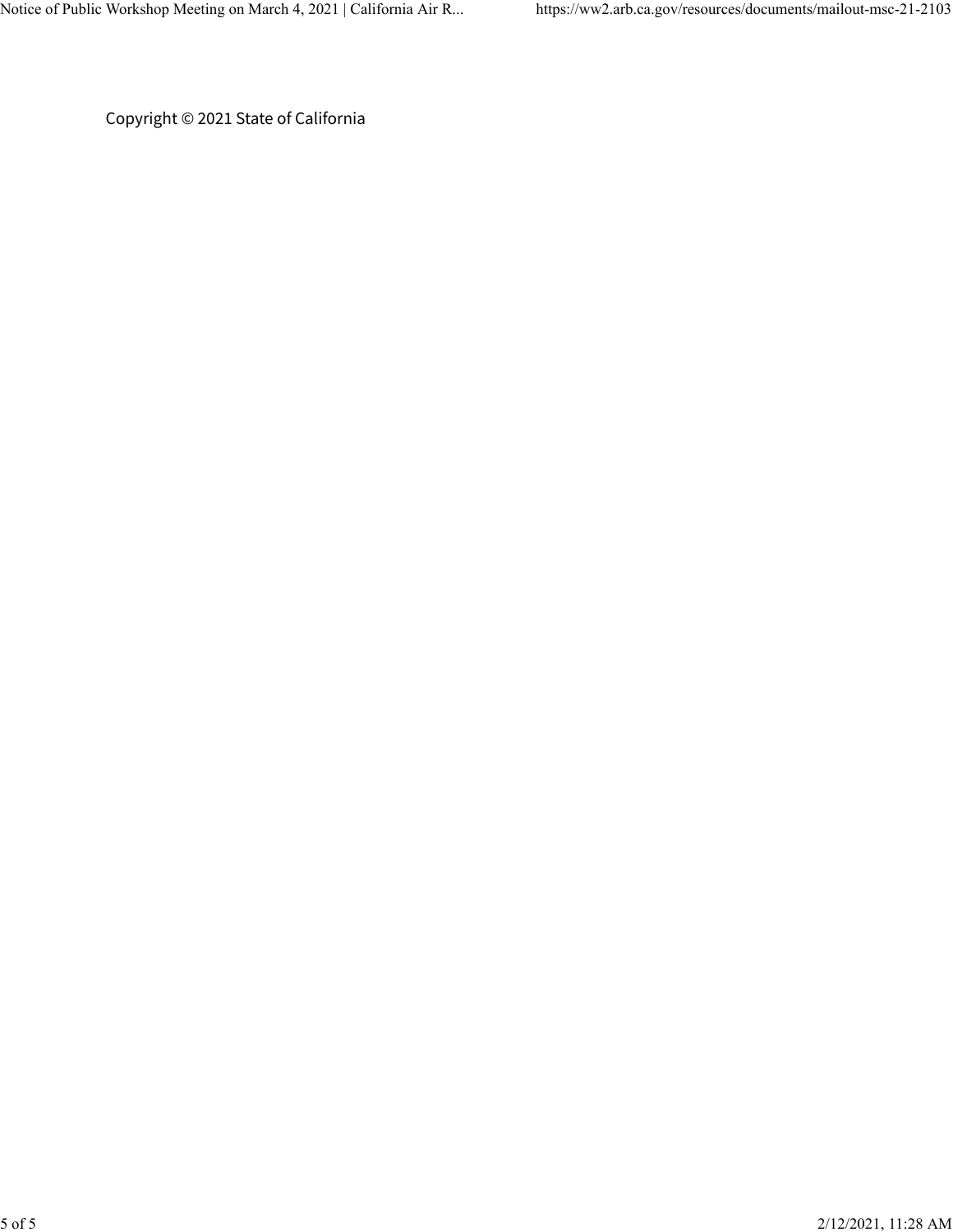Copyright © 2021 State of California